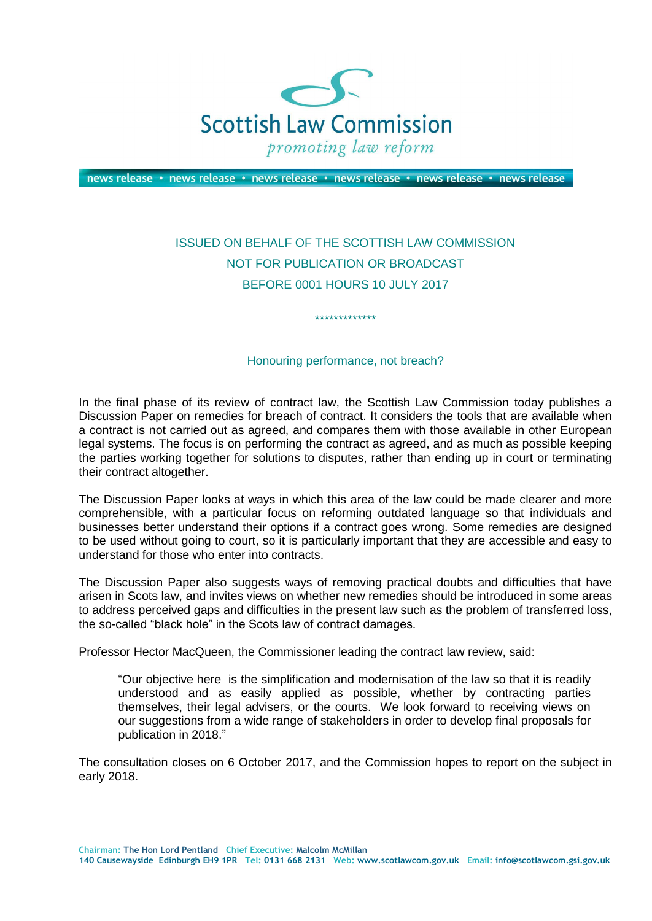Scottish Law Commission

*promoting law reform*

news release • news release • news release • news release • news release • news release

ISSUED ON BEHALF OF THE SCOTTISH LAW COMMISSION
NOT FOR PUBLICATION OR BROADCAST
BEFORE 0001 HOURS 10 JULY 2017

*************

## Honouring performance, not breach?

In the final phase of its review of contract law, the Scottish Law Commission today publishes a Discussion Paper on remedies for breach of contract. It considers the tools that are available when a contract is not carried out as agreed, and compares them with those available in other European legal systems. The focus is on performing the contract as agreed, and as much as possible keeping the parties working together for solutions to disputes, rather than ending up in court or terminating their contract altogether.

The Discussion Paper looks at ways in which this area of the law could be made clearer and more comprehensible, with a particular focus on reforming outdated language so that individuals and businesses better understand their options if a contract goes wrong. Some remedies are designed to be used without going to court, so it is particularly important that they are accessible and easy to understand for those who enter into contracts.

The Discussion Paper also suggests ways of removing practical doubts and difficulties that have arisen in Scots law, and invites views on whether new remedies should be introduced in some areas to address perceived gaps and difficulties in the present law such as the problem of transferred loss, the so-called "black hole" in the Scots law of contract damages.

Professor Hector MacQueen, the Commissioner leading the contract law review, said:

> "Our objective here is the simplification and modernisation of the law so that it is readily understood and as easily applied as possible, whether by contracting parties themselves, their legal advisers, or the courts. We look forward to receiving views on our suggestions from a wide range of stakeholders in order to develop final proposals for publication in 2018."

The consultation closes on 6 October 2017, and the Commission hopes to report on the subject in early 2018.

Chairman: The Hon Lord Pentland Chief Executive: Malcolm McMillan
140 Causewayside Edinburgh EH9 1PR Tel: 0131 668 2131 Web: www.scotlawcom.gov.uk Email: info@scotlawcom.gsi.gov.uk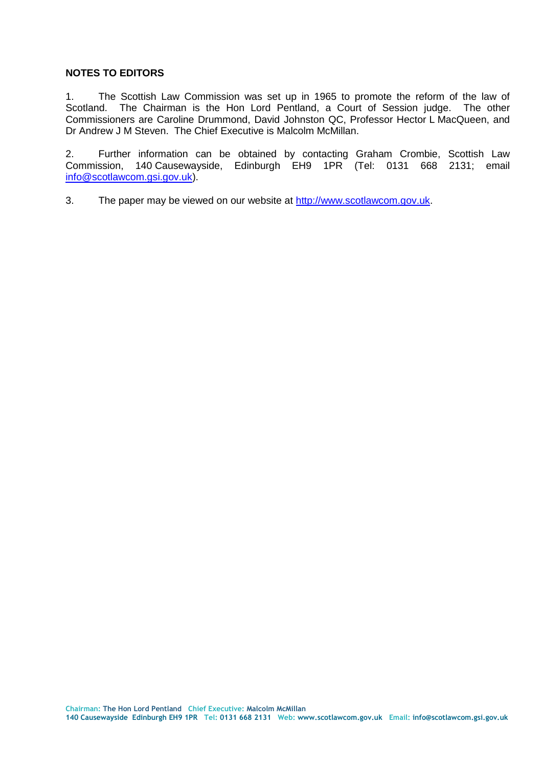**NOTES TO EDITORS**

1. The Scottish Law Commission was set up in 1965 to promote the reform of the law of Scotland. The Chairman is the Hon Lord Pentland, a Court of Session judge. The other Commissioners are Caroline Drummond, David Johnston QC, Professor Hector L MacQueen, and Dr Andrew J M Steven. The Chief Executive is Malcolm McMillan.

2. Further information can be obtained by contacting Graham Crombie, Scottish Law Commission, 140 Causewayside, Edinburgh EH9 1PR (Tel: 0131 668 2131; email info@scotlawcom.gsi.gov.uk).

3. The paper may be viewed on our website at http://www.scotlawcom.gov.uk.